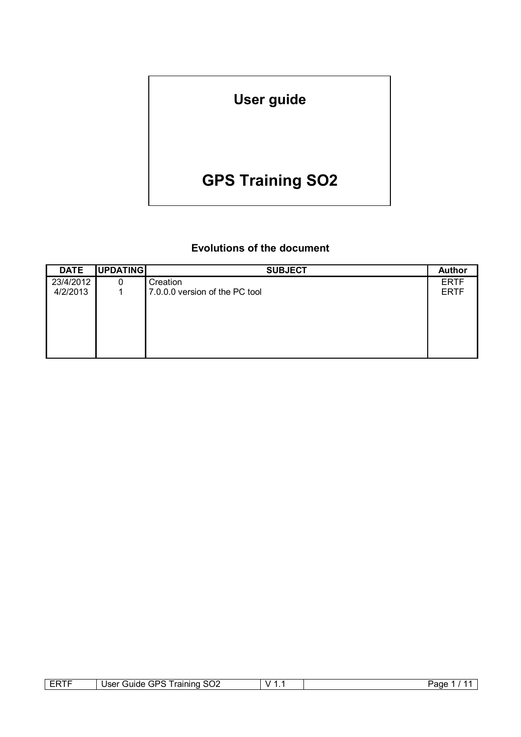# User guide

# GPS Training SO2

## Evolutions of the document

| DATE | UPDATING | SUBJECT | Author |
|---|---|---|---|
| 23/4/2012 | 0 | Creation | ERTF |
| 4/2/2013 | 1 | 7.0.0.0 version of the PC tool | ERTF |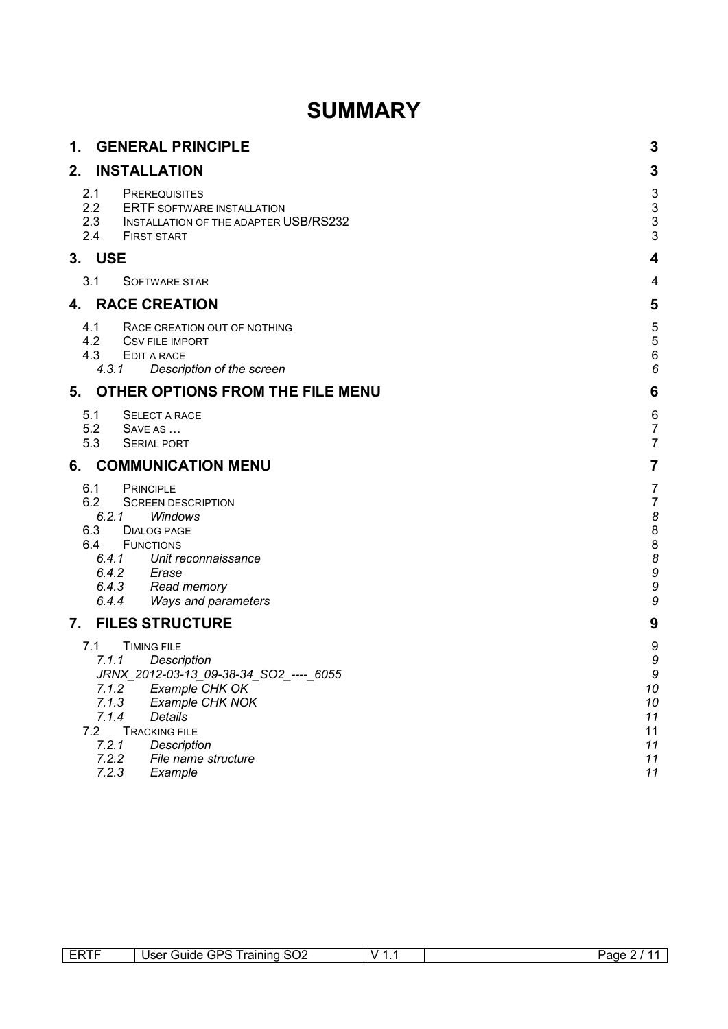# SUMMARY

**1. GENERAL PRINCIPLE** — **3**

**2. INSTALLATION** — **3**

- 2.1 PREREQUISITES — 3
- 2.2 ERTF SOFTWARE INSTALLATION — 3
- 2.3 INSTALLATION OF THE ADAPTER USB/RS232 — 3
- 2.4 FIRST START — 3

**3. USE** — **4**

- 3.1 SOFTWARE STAR — 4

**4. RACE CREATION** — **5**

- 4.1 RACE CREATION OUT OF NOTHING — 5
- 4.2 CSV FILE IMPORT — 5
- 4.3 EDIT A RACE — 6
  - *4.3.1 Description of the screen — 6*

**5. OTHER OPTIONS FROM THE FILE MENU** — **6**

- 5.1 SELECT A RACE — 6
- 5.2 SAVE AS … — 7
- 5.3 SERIAL PORT — 7

**6. COMMUNICATION MENU** — **7**

- 6.1 PRINCIPLE — 7
- 6.2 SCREEN DESCRIPTION — 7
  - *6.2.1 Windows — 8*
- 6.3 DIALOG PAGE — 8
- 6.4 FUNCTIONS — 8
  - *6.4.1 Unit reconnaissance — 8*
  - *6.4.2 Erase — 9*
  - *6.4.3 Read memory — 9*
  - *6.4.4 Ways and parameters — 9*

**7. FILES STRUCTURE** — **9**

- 7.1 TIMING FILE — 9
  - *7.1.1 Description — 9*
  - *JRNX_2012-03-13_09-38-34_SO2_----_6055 — 9*
  - *7.1.2 Example CHK OK — 10*
  - *7.1.3 Example CHK NOK — 10*
  - *7.1.4 Details — 11*
- 7.2 TRACKING FILE — 11
  - *7.2.1 Description — 11*
  - *7.2.2 File name structure — 11*
  - *7.2.3 Example — 11*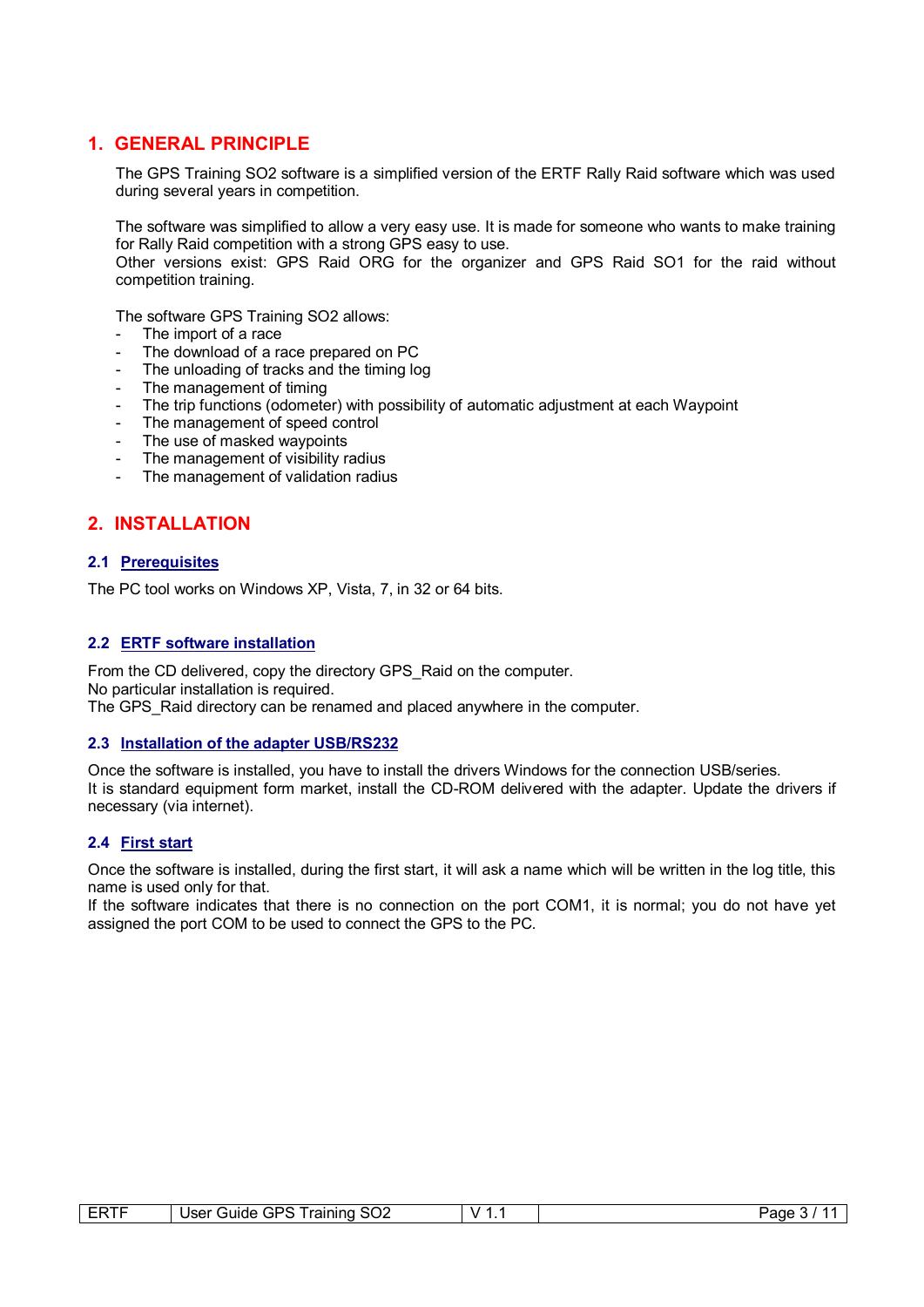# 1. GENERAL PRINCIPLE

The GPS Training SO2 software is a simplified version of the ERTF Rally Raid software which was used during several years in competition.

The software was simplified to allow a very easy use. It is made for someone who wants to make training for Rally Raid competition with a strong GPS easy to use.
Other versions exist: GPS Raid ORG for the organizer and GPS Raid SO1 for the raid without competition training.

The software GPS Training SO2 allows:

- The import of a race
- The download of a race prepared on PC
- The unloading of tracks and the timing log
- The management of timing
- The trip functions (odometer) with possibility of automatic adjustment at each Waypoint
- The management of speed control
- The use of masked waypoints
- The management of visibility radius
- The management of validation radius

# 2. INSTALLATION

## 2.1 Prerequisites

The PC tool works on Windows XP, Vista, 7, in 32 or 64 bits.

## 2.2 ERTF software installation

From the CD delivered, copy the directory GPS_Raid on the computer.
No particular installation is required.
The GPS_Raid directory can be renamed and placed anywhere in the computer.

## 2.3 Installation of the adapter USB/RS232

Once the software is installed, you have to install the drivers Windows for the connection USB/series.
It is standard equipment form market, install the CD-ROM delivered with the adapter. Update the drivers if necessary (via internet).

## 2.4 First start

Once the software is installed, during the first start, it will ask a name which will be written in the log title, this name is used only for that.
If the software indicates that there is no connection on the port COM1, it is normal; you do not have yet assigned the port COM to be used to connect the GPS to the PC.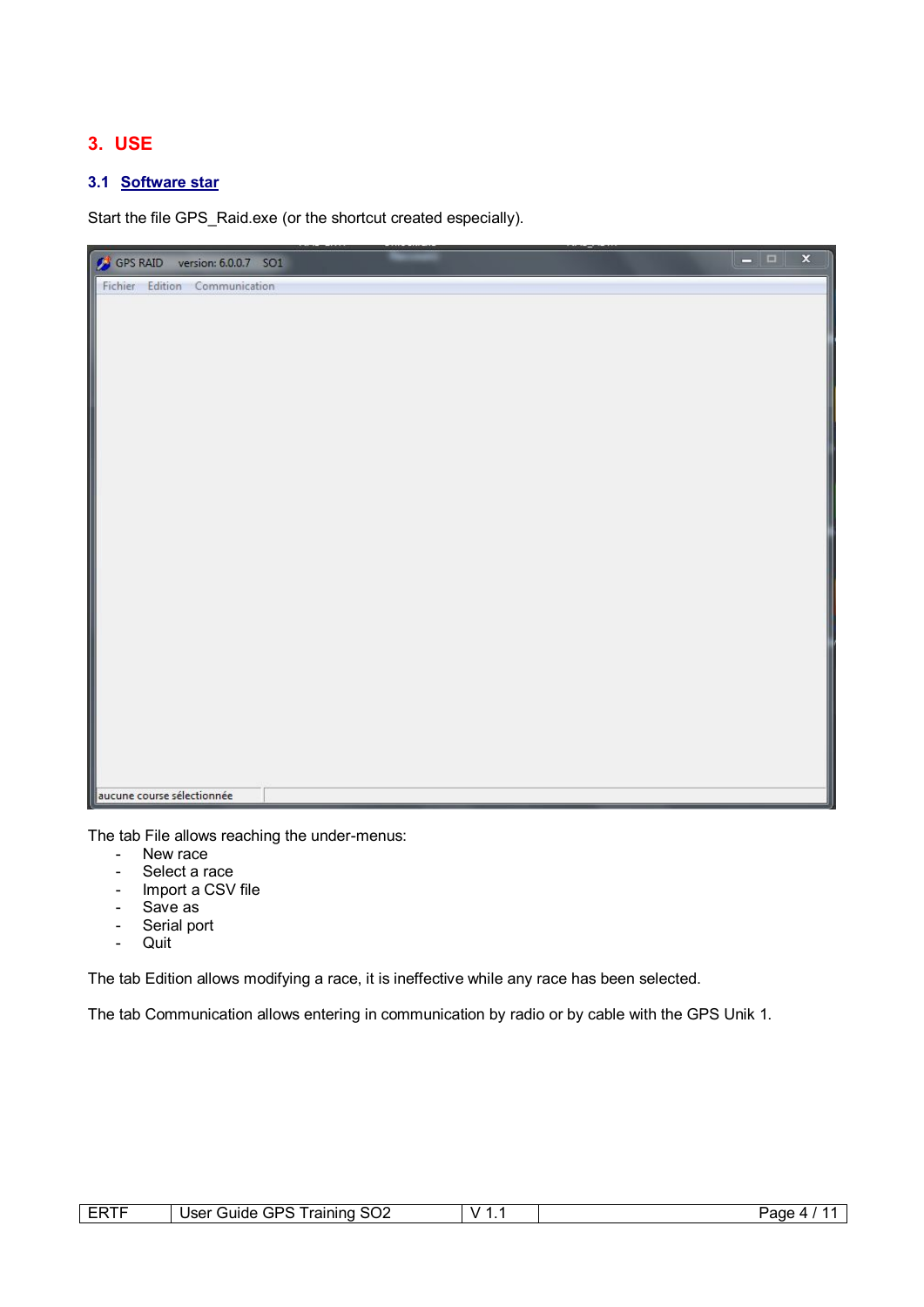# 3. USE

## 3.1 Software star

Start the file GPS_Raid.exe (or the shortcut created especially).

The tab File allows reaching the under-menus:

- New race
- Select a race
- Import a CSV file
- Save as
- Serial port
- Quit

The tab Edition allows modifying a race, it is ineffective while any race has been selected.

The tab Communication allows entering in communication by radio or by cable with the GPS Unik 1.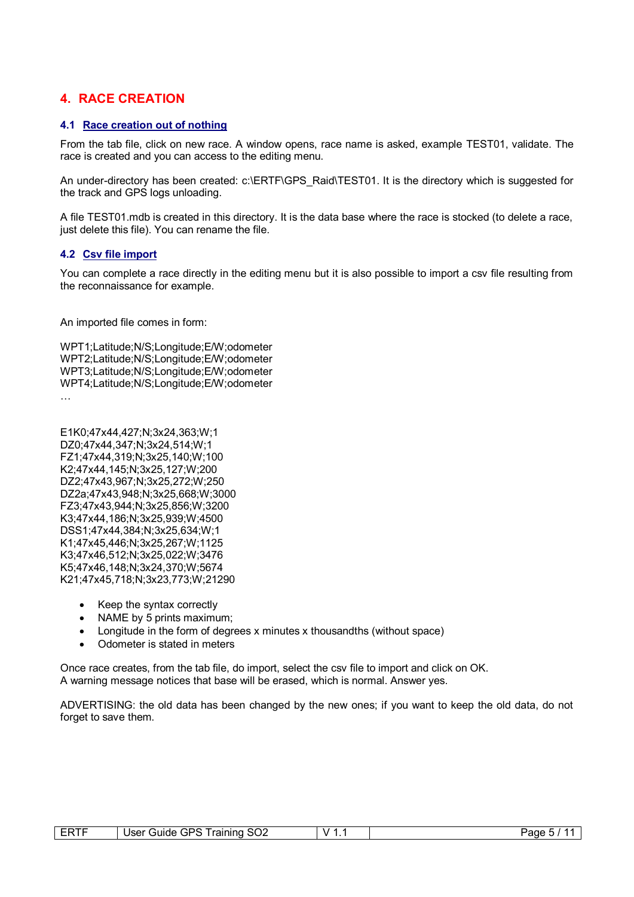# 4. RACE CREATION

## 4.1 Race creation out of nothing

From the tab file, click on new race. A window opens, race name is asked, example TEST01, validate. The race is created and you can access to the editing menu.

An under-directory has been created: c:\ERTF\GPS_Raid\TEST01. It is the directory which is suggested for the track and GPS logs unloading.

A file TEST01.mdb is created in this directory. It is the data base where the race is stocked (to delete a race, just delete this file). You can rename the file.

## 4.2 Csv file import

You can complete a race directly in the editing menu but it is also possible to import a csv file resulting from the reconnaissance for example.

An imported file comes in form:

```
WPT1;Latitude;N/S;Longitude;E/W;odometer
WPT2;Latitude;N/S;Longitude;E/W;odometer
WPT3;Latitude;N/S;Longitude;E/W;odometer
WPT4;Latitude;N/S;Longitude;E/W;odometer
…
```

```
E1K0;47x44,427;N;3x24,363;W;1
DZ0;47x44,347;N;3x24,514;W;1
FZ1;47x44,319;N;3x25,140;W;100
K2;47x44,145;N;3x25,127;W;200
DZ2;47x43,967;N;3x25,272;W;250
DZ2a;47x43,948;N;3x25,668;W;3000
FZ3;47x43,944;N;3x25,856;W;3200
K3;47x44,186;N;3x25,939;W;4500
DSS1;47x44,384;N;3x25,634;W;1
K1;47x45,446;N;3x25,267;W;1125
K3;47x46,512;N;3x25,022;W;3476
K5;47x46,148;N;3x24,370;W;5674
K21;47x45,718;N;3x23,773;W;21290
```

- Keep the syntax correctly
- NAME by 5 prints maximum;
- Longitude in the form of degrees x minutes x thousandths (without space)
- Odometer is stated in meters

Once race creates, from the tab file, do import, select the csv file to import and click on OK.
A warning message notices that base will be erased, which is normal. Answer yes.

ADVERTISING: the old data has been changed by the new ones; if you want to keep the old data, do not forget to save them.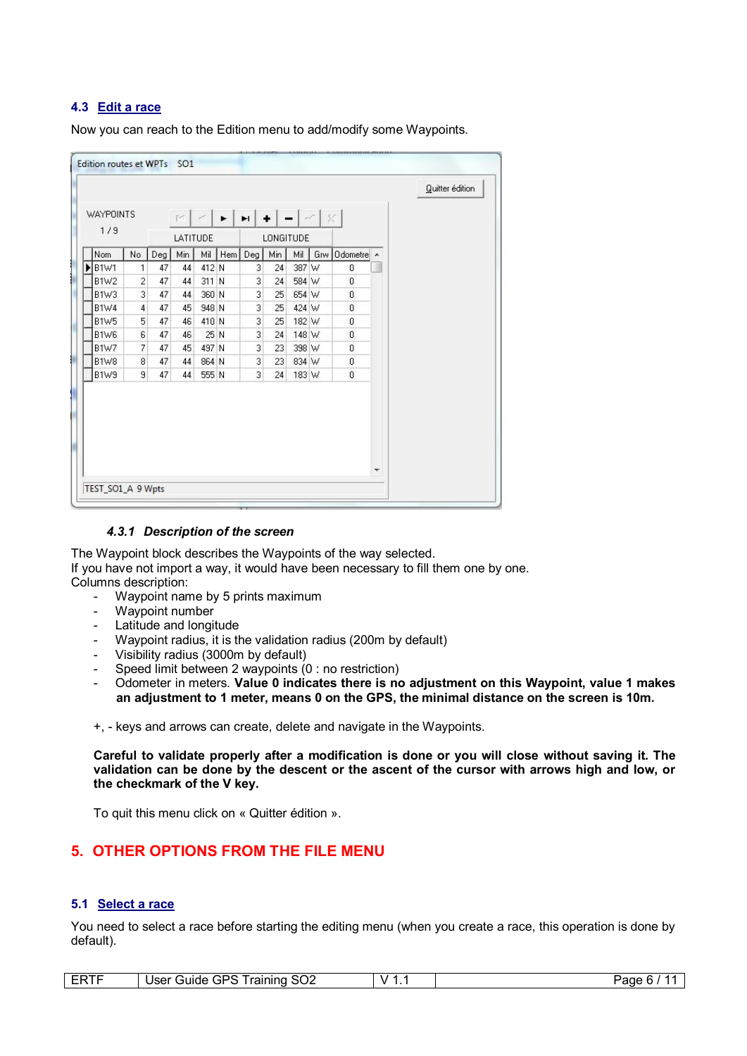## 4.3 Edit a race

Now you can reach to the Edition menu to add/modify some Waypoints.

Edition routes et WPTs SO1

Quitter édition

WAYPOINTS

1 / 9

| | | LATITUDE | | | | LONGITUDE | | | | |
|---|---|---|---|---|---|---|---|---|---|---|
| Nom | No | Deg | Min | Mil | Hem | Deg | Min | Mil | Grw | Odometre |
| B1W1 | 1 | 47 | 44 | 412 | N | 3 | 24 | 387 | W | 0 |
| B1W2 | 2 | 47 | 44 | 311 | N | 3 | 24 | 584 | W | 0 |
| B1W3 | 3 | 47 | 44 | 360 | N | 3 | 25 | 654 | W | 0 |
| B1W4 | 4 | 47 | 45 | 948 | N | 3 | 25 | 424 | W | 0 |
| B1W5 | 5 | 47 | 46 | 410 | N | 3 | 25 | 182 | W | 0 |
| B1W6 | 6 | 47 | 46 | 25 | N | 3 | 24 | 148 | W | 0 |
| B1W7 | 7 | 47 | 45 | 497 | N | 3 | 23 | 398 | W | 0 |
| B1W8 | 8 | 47 | 44 | 864 | N | 3 | 23 | 834 | W | 0 |
| B1W9 | 9 | 47 | 44 | 555 | N | 3 | 24 | 183 | W | 0 |

TEST_SO1_A 9 Wpts

### 4.3.1 Description of the screen

The Waypoint block describes the Waypoints of the way selected.
If you have not import a way, it would have been necessary to fill them one by one.
Columns description:

- Waypoint name by 5 prints maximum
- Waypoint number
- Latitude and longitude
- Waypoint radius, it is the validation radius (200m by default)
- Visibility radius (3000m by default)
- Speed limit between 2 waypoints (0 : no restriction)
- Odometer in meters. **Value 0 indicates there is no adjustment on this Waypoint, value 1 makes an adjustment to 1 meter, means 0 on the GPS, the minimal distance on the screen is 10m.**

+, - keys and arrows can create, delete and navigate in the Waypoints.

**Careful to validate properly after a modification is done or you will close without saving it. The validation can be done by the descent or the ascent of the cursor with arrows high and low, or the checkmark of the V key.**

To quit this menu click on « Quitter édition ».

# 5. OTHER OPTIONS FROM THE FILE MENU

## 5.1 Select a race

You need to select a race before starting the editing menu (when you create a race, this operation is done by default).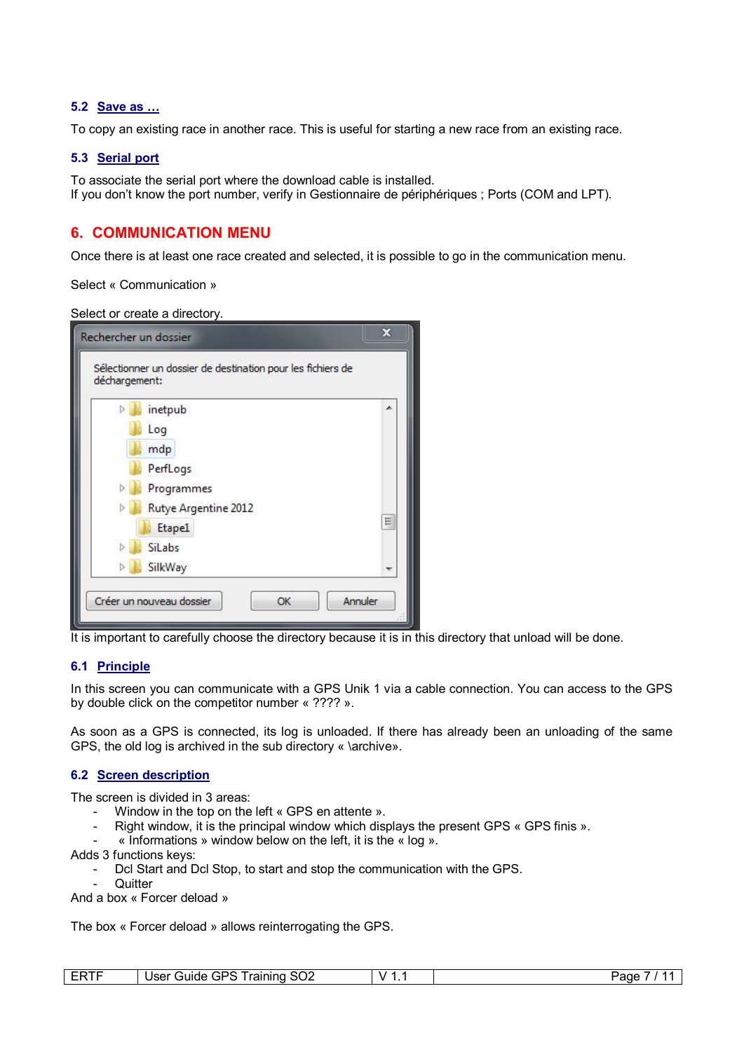### 5.2 Save as …

To copy an existing race in another race. This is useful for starting a new race from an existing race.

### 5.3 Serial port

To associate the serial port where the download cable is installed.
If you don't know the port number, verify in Gestionnaire de périphériques ; Ports (COM and LPT).

## 6. COMMUNICATION MENU

Once there is at least one race created and selected, it is possible to go in the communication menu.

Select « Communication »

Select or create a directory.

It is important to carefully choose the directory because it is in this directory that unload will be done.

### 6.1 Principle

In this screen you can communicate with a GPS Unik 1 via a cable connection. You can access to the GPS by double click on the competitor number « ???? ».

As soon as a GPS is connected, its log is unloaded. If there has already been an unloading of the same GPS, the old log is archived in the sub directory « \archive».

### 6.2 Screen description

The screen is divided in 3 areas:

- Window in the top on the left « GPS en attente ».
- Right window, it is the principal window which displays the present GPS « GPS finis ».
- « Informations » window below on the left, it is the « log ».

Adds 3 functions keys:

- Dcl Start and Dcl Stop, to start and stop the communication with the GPS.
- Quitter

And a box « Forcer deload »

The box « Forcer deload » allows reinterrogating the GPS.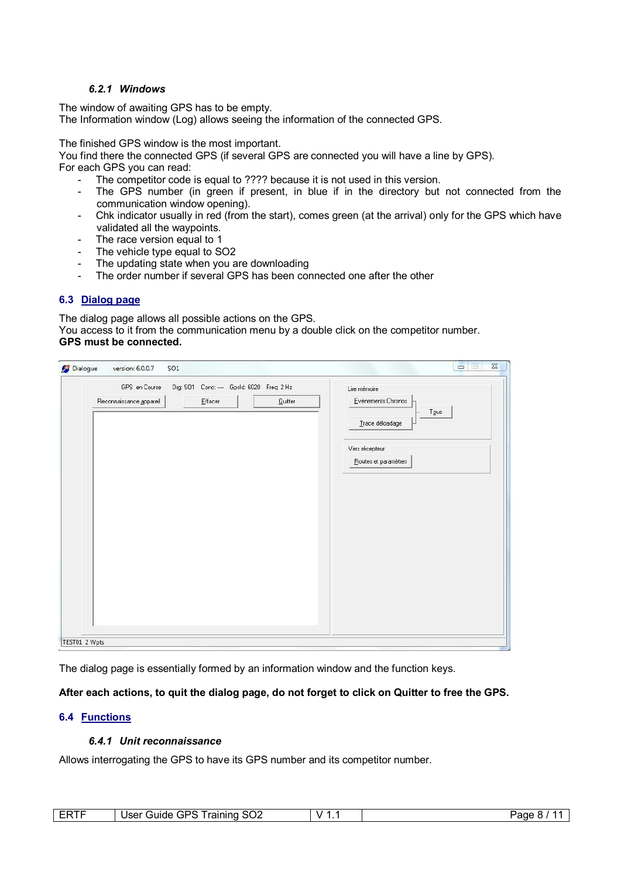#### 6.2.1 Windows

The window of awaiting GPS has to be empty.
The Information window (Log) allows seeing the information of the connected GPS.

The finished GPS window is the most important.
You find there the connected GPS (if several GPS are connected you will have a line by GPS).
For each GPS you can read:

- The competitor code is equal to ???? because it is not used in this version.
- The GPS number (in green if present, in blue if in the directory but not connected from the communication window opening).
- Chk indicator usually in red (from the start), comes green (at the arrival) only for the GPS which have validated all the waypoints.
- The race version equal to 1
- The vehicle type equal to SO2
- The updating state when you are downloading
- The order number if several GPS has been connected one after the other

### 6.3 Dialog page

The dialog page allows all possible actions on the GPS.
You access to it from the communication menu by a double click on the competitor number.
**GPS must be connected.**

The dialog page is essentially formed by an information window and the function keys.

**After each actions, to quit the dialog page, do not forget to click on Quitter to free the GPS.**

### 6.4 Functions

#### 6.4.1 Unit reconnaissance

Allows interrogating the GPS to have its GPS number and its competitor number.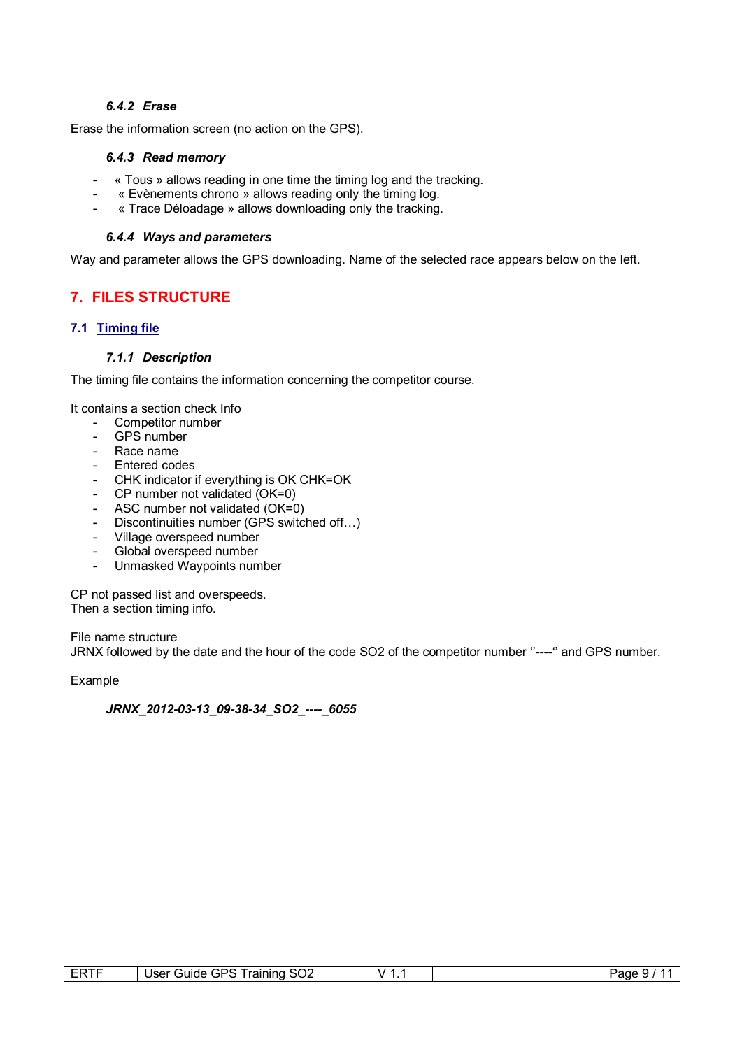#### 6.4.2 Erase

Erase the information screen (no action on the GPS).

#### 6.4.3 Read memory

- « Tous » allows reading in one time the timing log and the tracking.
- « Evènements chrono » allows reading only the timing log.
- « Trace Déloadage » allows downloading only the tracking.

#### 6.4.4 Ways and parameters

Way and parameter allows the GPS downloading. Name of the selected race appears below on the left.

# 7. FILES STRUCTURE

## 7.1 Timing file

#### 7.1.1 Description

The timing file contains the information concerning the competitor course.

It contains a section check Info

- Competitor number
- GPS number
- Race name
- Entered codes
- CHK indicator if everything is OK CHK=OK
- CP number not validated (OK=0)
- ASC number not validated (OK=0)
- Discontinuities number (GPS switched off…)
- Village overspeed number
- Global overspeed number
- Unmasked Waypoints number

CP not passed list and overspeeds.
Then a section timing info.

File name structure
JRNX followed by the date and the hour of the code SO2 of the competitor number ''----'' and GPS number.

Example

***JRNX_2012-03-13_09-38-34_SO2_----_6055***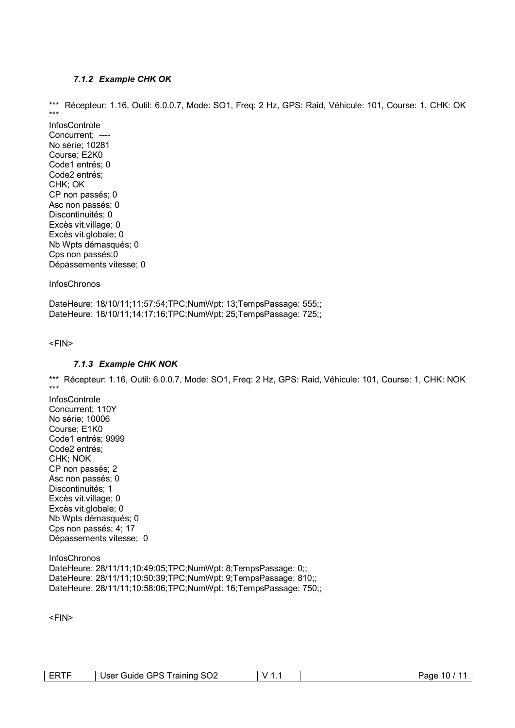### 7.1.2 *Example CHK OK*

\*\*\* Récepteur: 1.16, Outil: 6.0.0.7, Mode: SO1, Freq: 2 Hz, GPS: Raid, Véhicule: 101, Course: 1, CHK: OK \*\*\*

InfosControle
Concurrent; ----
No série; 10281
Course; E2K0
Code1 entrés; 0
Code2 entrés;
CHK; OK
CP non passés; 0
Asc non passés; 0
Discontinuités; 0
Excès vit.village; 0
Excès vit.globale; 0
Nb Wpts démasqués; 0
Cps non passés;0
Dépassements vitesse; 0

InfosChronos

DateHeure: 18/10/11;11:57:54;TPC;NumWpt: 13;TempsPassage: 555;;
DateHeure: 18/10/11;14:17:16;TPC;NumWpt: 25;TempsPassage: 725;;

<FIN>

### 7.1.3 *Example CHK NOK*

\*\*\* Récepteur: 1.16, Outil: 6.0.0.7, Mode: SO1, Freq: 2 Hz, GPS: Raid, Véhicule: 101, Course: 1, CHK: NOK \*\*\*

InfosControle
Concurrent; 110Y
No série; 10006
Course; E1K0
Code1 entrés; 9999
Code2 entrés;
CHK; NOK
CP non passés; 2
Asc non passés; 0
Discontinuités; 1
Excès vit.village; 0
Excès vit.globale; 0
Nb Wpts démasqués; 0
Cps non passés; 4; 17
Dépassements vitesse; 0

InfosChronos
DateHeure: 28/11/11;10:49:05;TPC;NumWpt: 8;TempsPassage: 0;;
DateHeure: 28/11/11;10:50:39;TPC;NumWpt: 9;TempsPassage: 810;;
DateHeure: 28/11/11;10:58:06;TPC;NumWpt: 16;TempsPassage: 750;;

<FIN>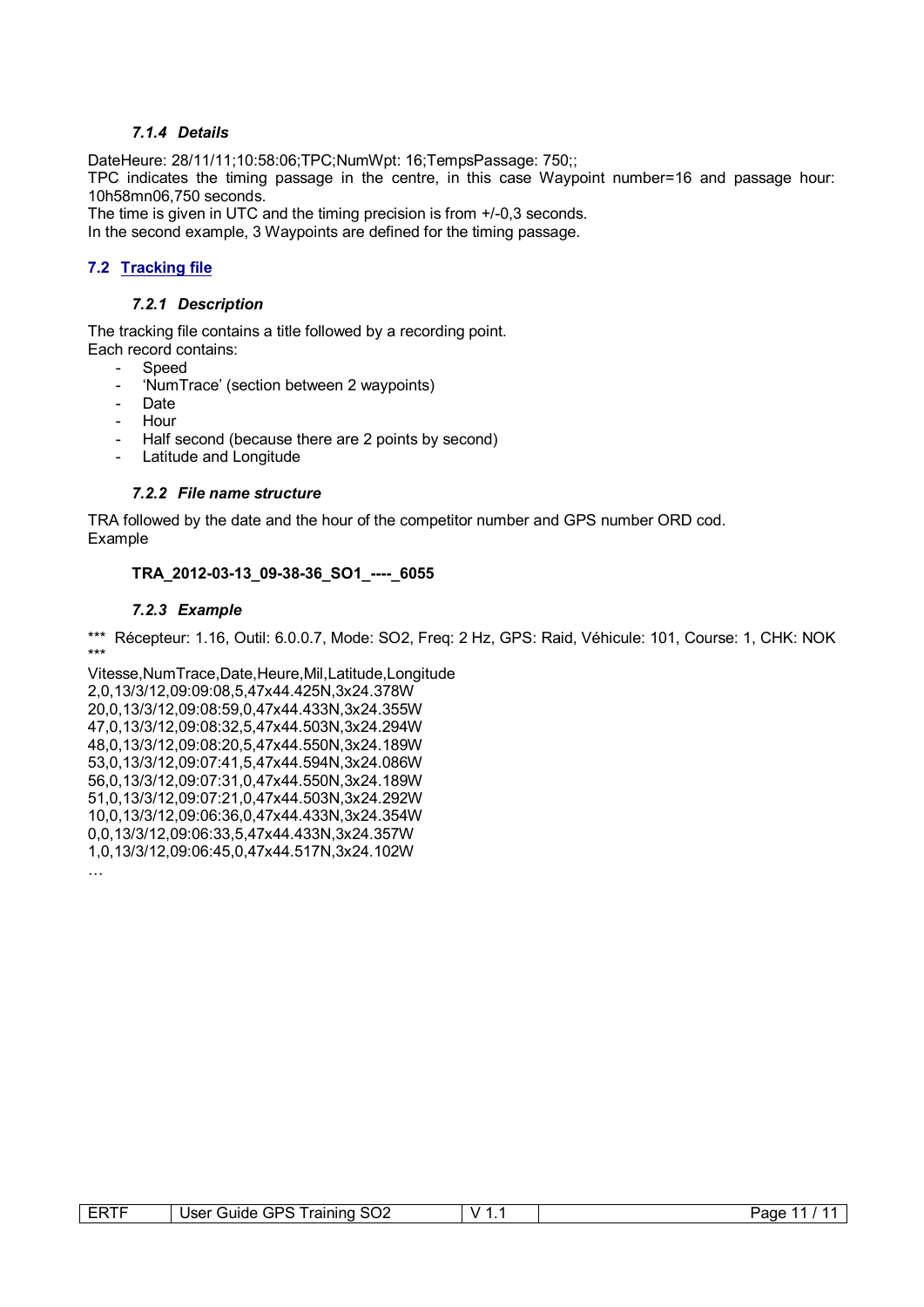#### 7.1.4 Details

DateHeure: 28/11/11;10:58:06;TPC;NumWpt: 16;TempsPassage: 750;;
TPC indicates the timing passage in the centre, in this case Waypoint number=16 and passage hour: 10h58mn06,750 seconds.
The time is given in UTC and the timing precision is from +/-0,3 seconds.
In the second example, 3 Waypoints are defined for the timing passage.

### 7.2 Tracking file

#### 7.2.1 Description

The tracking file contains a title followed by a recording point.
Each record contains:

- Speed
- 'NumTrace' (section between 2 waypoints)
- Date
- Hour
- Half second (because there are 2 points by second)
- Latitude and Longitude

#### 7.2.2 File name structure

TRA followed by the date and the hour of the competitor number and GPS number ORD cod.
Example

**TRA_2012-03-13_09-38-36_SO1_----_6055**

#### 7.2.3 Example

```
*** Récepteur: 1.16, Outil: 6.0.0.7, Mode: SO2, Freq: 2 Hz, GPS: Raid, Véhicule: 101, Course: 1, CHK: NOK ***
Vitesse,NumTrace,Date,Heure,Mil,Latitude,Longitude
2,0,13/3/12,09:09:08,5,47x44.425N,3x24.378W
20,0,13/3/12,09:08:59,0,47x44.433N,3x24.355W
47,0,13/3/12,09:08:32,5,47x44.503N,3x24.294W
48,0,13/3/12,09:08:20,5,47x44.550N,3x24.189W
53,0,13/3/12,09:07:41,5,47x44.594N,3x24.086W
56,0,13/3/12,09:07:31,0,47x44.550N,3x24.189W
51,0,13/3/12,09:07:21,0,47x44.503N,3x24.292W
10,0,13/3/12,09:06:36,0,47x44.433N,3x24.354W
0,0,13/3/12,09:06:33,5,47x44.433N,3x24.357W
1,0,13/3/12,09:06:45,0,47x44.517N,3x24.102W
…
```